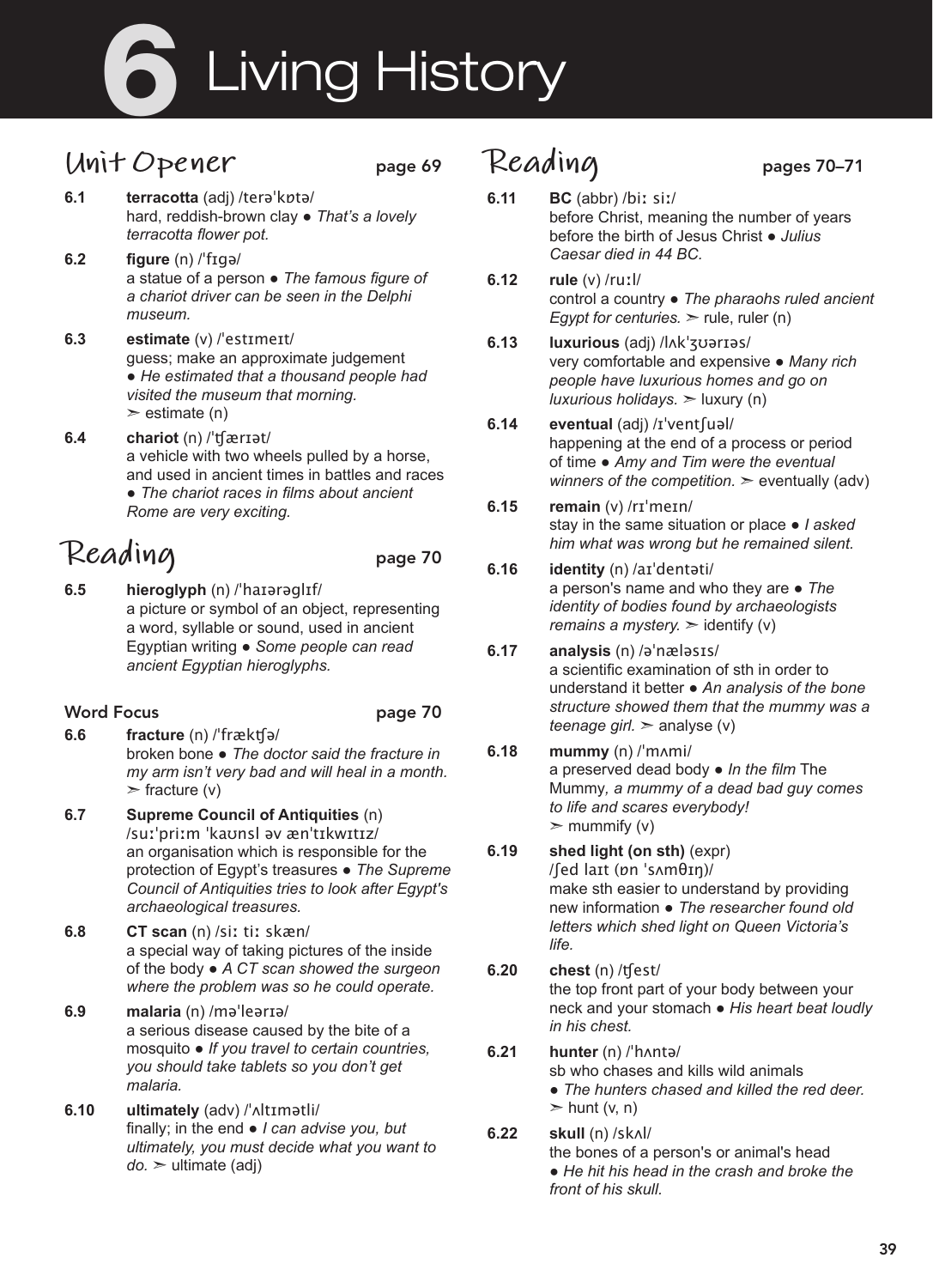# 6 Living History

## Unit Opener — page 69

**6.1** **terracotta** (adj) /terəˈkɒtə/
hard, reddish-brown clay ● *That's a lovely terracotta flower pot.*

**6.2** **figure** (n) /ˈfɪɡə/
a statue of a person ● *The famous figure of a chariot driver can be seen in the Delphi museum.*

**6.3** **estimate** (v) /ˈestɪmeɪt/
guess; make an approximate judgement ● *He estimated that a thousand people had visited the museum that morning.* ➢ estimate (n)

**6.4** **chariot** (n) /ˈʧærɪət/
a vehicle with two wheels pulled by a horse, and used in ancient times in battles and races ● *The chariot races in films about ancient Rome are very exciting.*

## Reading — page 70

**6.5** **hieroglyph** (n) /ˈhaɪərəɡlɪf/
a picture or symbol of an object, representing a word, syllable or sound, used in ancient Egyptian writing ● *Some people can read ancient Egyptian hieroglyphs.*

### Word Focus — page 70

**6.6** **fracture** (n) /ˈfrækʧə/
broken bone ● *The doctor said the fracture in my arm isn't very bad and will heal in a month.* ➢ fracture (v)

**6.7** **Supreme Council of Antiquities** (n) /suːˈpriːm ˈkaʊnsl əv ænˈtɪkwɪtɪz/
an organisation which is responsible for the protection of Egypt's treasures ● *The Supreme Council of Antiquities tries to look after Egypt's archaeological treasures.*

**6.8** **CT scan** (n) /siː tiː skæn/
a special way of taking pictures of the inside of the body ● *A CT scan showed the surgeon where the problem was so he could operate.*

**6.9** **malaria** (n) /məˈleərɪə/
a serious disease caused by the bite of a mosquito ● *If you travel to certain countries, you should take tablets so you don't get malaria.*

**6.10** **ultimately** (adv) /ˈʌltɪmətli/
finally; in the end ● *I can advise you, but ultimately, you must decide what you want to do.* ➢ ultimate (adj)

## Reading — pages 70–71

**6.11** **BC** (abbr) /biː siː/
before Christ, meaning the number of years before the birth of Jesus Christ ● *Julius Caesar died in 44 BC.*

**6.12** **rule** (v) /ruːl/
control a country ● *The pharaohs ruled ancient Egypt for centuries.* ➢ rule, ruler (n)

**6.13** **luxurious** (adj) /lʌkˈʒʊərɪəs/
very comfortable and expensive ● *Many rich people have luxurious homes and go on luxurious holidays.* ➢ luxury (n)

**6.14** **eventual** (adj) /ɪˈventʃuəl/
happening at the end of a process or period of time ● *Amy and Tim were the eventual winners of the competition.* ➢ eventually (adv)

**6.15** **remain** (v) /rɪˈmeɪn/
stay in the same situation or place ● *I asked him what was wrong but he remained silent.*

**6.16** **identity** (n) /aɪˈdentəti/
a person's name and who they are ● *The identity of bodies found by archaeologists remains a mystery.* ➢ identify (v)

**6.17** **analysis** (n) /əˈnæləsɪs/
a scientific examination of sth in order to understand it better ● *An analysis of the bone structure showed them that the mummy was a teenage girl.* ➢ analyse (v)

**6.18** **mummy** (n) /ˈmʌmi/
a preserved dead body ● *In the film* The Mummy*, a mummy of a dead bad guy comes to life and scares everybody!* ➢ mummify (v)

**6.19** **shed light (on sth)** (expr) /ʃed laɪt (ɒn ˈsʌmθɪŋ)/
make sth easier to understand by providing new information ● *The researcher found old letters which shed light on Queen Victoria's life.*

**6.20** **chest** (n) /ʧest/
the top front part of your body between your neck and your stomach ● *His heart beat loudly in his chest.*

**6.21** **hunter** (n) /ˈhʌntə/
sb who chases and kills wild animals ● *The hunters chased and killed the red deer.* ➢ hunt (v, n)

**6.22** **skull** (n) /skʌl/
the bones of a person's or animal's head ● *He hit his head in the crash and broke the front of his skull.*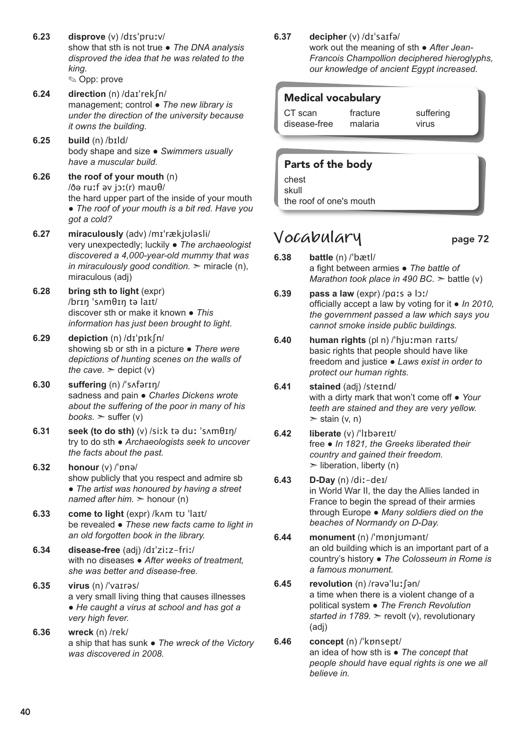**6.23** **disprove** (v) /dɪsˈpruːv/
show that sth is not true ● *The DNA analysis disproved the idea that he was related to the king.*
✎ Opp: prove

**6.24** **direction** (n) /daɪˈrekʃn/
management; control ● *The new library is under the direction of the university because it owns the building.*

**6.25** **build** (n) /bɪld/
body shape and size ● *Swimmers usually have a muscular build.*

**6.26** **the roof of your mouth** (n)
/ðə ruːf əv jɔː(r) maʊθ/
the hard upper part of the inside of your mouth ● *The roof of your mouth is a bit red. Have you got a cold?*

**6.27** **miraculously** (adv) /mɪˈrækjʊləsli/
very unexpectedly; luckily ● *The archaeologist discovered a 4,000-year-old mummy that was in miraculously good condition.* ➢ miracle (n), miraculous (adj)

**6.28** **bring sth to light** (expr)
/brɪŋ ˈsʌmθɪŋ tə laɪt/
discover sth or make it known ● *This information has just been brought to light.*

**6.29** **depiction** (n) /dɪˈpɪkʃn/
showing sb or sth in a picture ● *There were depictions of hunting scenes on the walls of the cave.* ➢ depict (v)

**6.30** **suffering** (n) /ˈsʌfərɪŋ/
sadness and pain ● *Charles Dickens wrote about the suffering of the poor in many of his books.* ➢ suffer (v)

**6.31** **seek (to do sth)** (v) /siːk tə duː ˈsʌmθɪŋ/
try to do sth ● *Archaeologists seek to uncover the facts about the past.*

**6.32** **honour** (v) /ˈɒnə/
show publicly that you respect and admire sb ● *The artist was honoured by having a street named after him.* ➢ honour (n)

**6.33** **come to light** (expr) /kʌm tʊ ˈlaɪt/
be revealed ● *These new facts came to light in an old forgotten book in the library.*

**6.34** **disease-free** (adj) /dɪˈziːz-friː/
with no diseases ● *After weeks of treatment, she was better and disease-free.*

**6.35** **virus** (n) /ˈvaɪrəs/
a very small living thing that causes illnesses ● *He caught a virus at school and has got a very high fever.*

**6.36** **wreck** (n) /rek/
a ship that has sunk ● *The wreck of the Victory was discovered in 2008.*

**6.37** **decipher** (v) /dɪˈsaɪfə/
work out the meaning of sth ● *After Jean-Francois Champollion deciphered hieroglyphs, our knowledge of ancient Egypt increased.*

### Medical vocabulary

| | | |
|---|---|---|
| CT scan | fracture | suffering |
| disease-free | malaria | virus |

### Parts of the body

chest
skull
the roof of one's mouth

## Vocabulary page 72

**6.38** **battle** (n) /ˈbætl/
a fight between armies ● *The battle of Marathon took place in 490 BC.* ➢ battle (v)

**6.39** **pass a law** (expr) /pɑːs ə lɔː/
officially accept a law by voting for it ● *In 2010, the government passed a law which says you cannot smoke inside public buildings.*

**6.40** **human rights** (pl n) /ˈhjuːmən raɪts/
basic rights that people should have like freedom and justice ● *Laws exist in order to protect our human rights.*

**6.41** **stained** (adj) /steɪnd/
with a dirty mark that won't come off ● *Your teeth are stained and they are very yellow.* ➢ stain (v, n)

**6.42** **liberate** (v) /ˈlɪbəreɪt/
free ● *In 1821, the Greeks liberated their country and gained their freedom.* ➢ liberation, liberty (n)

**6.43** **D-Day** (n) /diː-deɪ/
in World War II, the day the Allies landed in France to begin the spread of their armies through Europe ● *Many soldiers died on the beaches of Normandy on D-Day.*

**6.44** **monument** (n) /ˈmɒnjʊmənt/
an old building which is an important part of a country's history ● *The Colosseum in Rome is a famous monument.*

**6.45** **revolution** (n) /rəvəˈluːʃən/
a time when there is a violent change of a political system ● *The French Revolution started in 1789.* ➢ revolt (v), revolutionary (adj)

**6.46** **concept** (n) /ˈkɒnsept/
an idea of how sth is ● *The concept that people should have equal rights is one we all believe in.*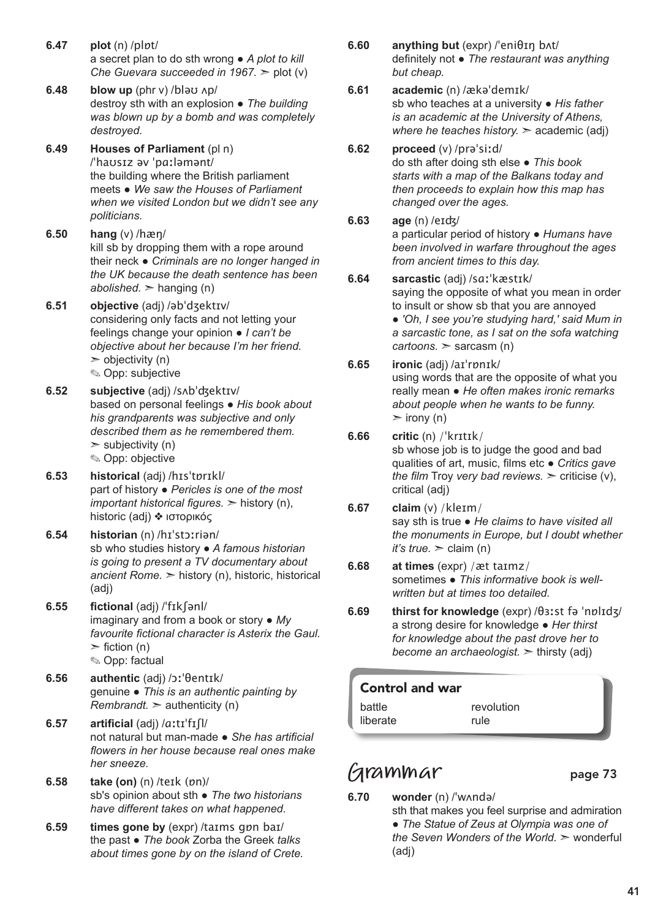**6.47** **plot** (n) /plɒt/
a secret plan to do sth wrong ● *A plot to kill Che Guevara succeeded in 1967.* ➣ plot (v)

**6.48** **blow up** (phr v) /bləʊ ʌp/
destroy sth with an explosion ● *The building was blown up by a bomb and was completely destroyed.*

**6.49** **Houses of Parliament** (pl n) /ˈhaʊsɪz əv ˈpɑːləmənt/
the building where the British parliament meets ● *We saw the Houses of Parliament when we visited London but we didn't see any politicians.*

**6.50** **hang** (v) /hæŋ/
kill sb by dropping them with a rope around their neck ● *Criminals are no longer hanged in the UK because the death sentence has been abolished.* ➣ hanging (n)

**6.51** **objective** (adj) /əbˈdʒektɪv/
considering only facts and not letting your feelings change your opinion ● *I can't be objective about her because I'm her friend.* ➣ objectivity (n)
✎ Opp: subjective

**6.52** **subjective** (adj) /sʌbˈdʒektɪv/
based on personal feelings ● *His book about his grandparents was subjective and only described them as he remembered them.* ➣ subjectivity (n)
✎ Opp: objective

**6.53** **historical** (adj) /hɪsˈtɒrɪkl/
part of history ● *Pericles is one of the most important historical figures.* ➣ history (n), historic (adj) ❖ ιστορικός

**6.54** **historian** (n) /hɪˈstɔːriən/
sb who studies history ● *A famous historian is going to present a TV documentary about ancient Rome.* ➣ history (n), historic, historical (adj)

**6.55** **fictional** (adj) /ˈfɪkʃənl/
imaginary and from a book or story ● *My favourite fictional character is Asterix the Gaul.* ➣ fiction (n)
✎ Opp: factual

**6.56** **authentic** (adj) /ɔːˈθentɪk/
genuine ● *This is an authentic painting by Rembrandt.* ➣ authenticity (n)

**6.57** **artificial** (adj) /ɑːtɪˈfɪʃl/
not natural but man-made ● *She has artificial flowers in her house because real ones make her sneeze.*

**6.58** **take (on)** (n) /teɪk (ɒn)/
sb's opinion about sth ● *The two historians have different takes on what happened.*

**6.59** **times gone by** (expr) /taɪms gɒn baɪ/
the past ● *The book* Zorba the Greek *talks about times gone by on the island of Crete.*

**6.60** **anything but** (expr) /ˈeniθɪŋ bʌt/
definitely not ● *The restaurant was anything but cheap.*

**6.61** **academic** (n) /ækəˈdemɪk/
sb who teaches at a university ● *His father is an academic at the University of Athens, where he teaches history.* ➣ academic (adj)

**6.62** **proceed** (v) /prəˈsiːd/
do sth after doing sth else ● *This book starts with a map of the Balkans today and then proceeds to explain how this map has changed over the ages.*

**6.63** **age** (n) /eɪʤ/
a particular period of history ● *Humans have been involved in warfare throughout the ages from ancient times to this day.*

**6.64** **sarcastic** (adj) /sɑːˈkæstɪk/
saying the opposite of what you mean in order to insult or show sb that you are annoyed ● *'Oh, I see you're studying hard,' said Mum in a sarcastic tone, as I sat on the sofa watching cartoons.* ➣ sarcasm (n)

**6.65** **ironic** (adj) /aɪˈrɒnɪk/
using words that are the opposite of what you really mean ● *He often makes ironic remarks about people when he wants to be funny.* ➣ irony (n)

**6.66** **critic** (n) /ˈkrɪtɪk/
sb whose job is to judge the good and bad qualities of art, music, films etc ● *Critics gave the film* Troy *very bad reviews.* ➣ criticise (v), critical (adj)

**6.67** **claim** (v) /kleɪm/
say sth is true ● *He claims to have visited all the monuments in Europe, but I doubt whether it's true.* ➣ claim (n)

**6.68** **at times** (expr) /æt taɪmz/
sometimes ● *This informative book is well-written but at times too detailed.*

**6.69** **thirst for knowledge** (expr) /θɜːst fə ˈnɒlɪdʒ/
a strong desire for knowledge ● *Her thirst for knowledge about the past drove her to become an archaeologist.* ➣ thirsty (adj)

### Control and war

| | |
|---|---|
| battle | revolution |
| liberate | rule |

## Grammar page 73

**6.70** **wonder** (n) /ˈwʌndə/
sth that makes you feel surprise and admiration ● *The Statue of Zeus at Olympia was one of the Seven Wonders of the World.* ➣ wonderful (adj)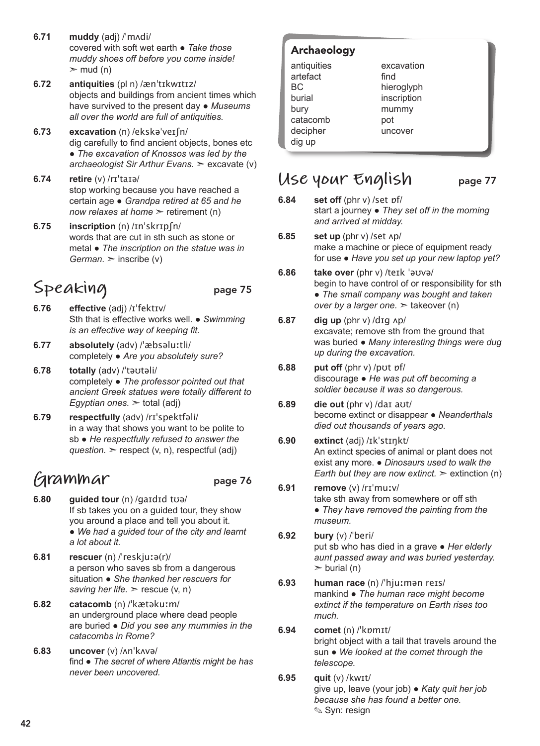**6.71** **muddy** (adj) /ˈmʌdi/
covered with soft wet earth ● *Take those muddy shoes off before you come inside!* ➢ mud (n)

**6.72** **antiquities** (pl n) /ænˈtɪkwɪtɪz/
objects and buildings from ancient times which have survived to the present day ● *Museums all over the world are full of antiquities.*

**6.73** **excavation** (n) /ekskəˈveɪʃn/
dig carefully to find ancient objects, bones etc ● *The excavation of Knossos was led by the archaeologist Sir Arthur Evans.* ➢ excavate (v)

**6.74** **retire** (v) /rɪˈtaɪə/
stop working because you have reached a certain age ● *Grandpa retired at 65 and he now relaxes at home* ➢ retirement (n)

**6.75** **inscription** (n) /ɪnˈskrɪpʃn/
words that are cut in sth such as stone or metal ● *The inscription on the statue was in German.* ➢ inscribe (v)

## Speaking page 75

**6.76** **effective** (adj) /ɪˈfektɪv/
Sth that is effective works well. ● *Swimming is an effective way of keeping fit.*

**6.77** **absolutely** (adv) /ˈæbsəluːtli/
completely ● *Are you absolutely sure?*

**6.78** **totally** (adv) /ˈtəʊtəli/
completely ● *The professor pointed out that ancient Greek statues were totally different to Egyptian ones.* ➢ total (adj)

**6.79** **respectfully** (adv) /rɪˈspektfəli/
in a way that shows you want to be polite to sb ● *He respectfully refused to answer the question.* ➢ respect (v, n), respectful (adj)

## Grammar page 76

**6.80** **guided tour** (n) /gaɪdɪd tʊə/
If sb takes you on a guided tour, they show you around a place and tell you about it. ● *We had a guided tour of the city and learnt a lot about it.*

**6.81** **rescuer** (n) /ˈreskjuːə(r)/
a person who saves sb from a dangerous situation ● *She thanked her rescuers for saving her life.* ➢ rescue (v, n)

**6.82** **catacomb** (n) /ˈkætəkuːm/
an underground place where dead people are buried ● *Did you see any mummies in the catacombs in Rome?*

**6.83** **uncover** (v) /ʌnˈkʌvə/
find ● *The secret of where Atlantis might be has never been uncovered.*

### Archaeology

| | |
|---|---|
| antiquities | excavation |
| artefact | find |
| BC | hieroglyph |
| burial | inscription |
| bury | mummy |
| catacomb | pot |
| decipher | uncover |
| dig up | |

## Use your English page 77

**6.84** **set off** (phr v) /set ɒf/
start a journey ● *They set off in the morning and arrived at midday.*

**6.85** **set up** (phr v) /set ʌp/
make a machine or piece of equipment ready for use ● *Have you set up your new laptop yet?*

**6.86** **take over** (phr v) /teɪk ˈəʊvə/
begin to have control of or responsibility for sth ● *The small company was bought and taken over by a larger one.* ➢ takeover (n)

**6.87** **dig up** (phr v) /dɪg ʌp/
excavate; remove sth from the ground that was buried ● *Many interesting things were dug up during the excavation.*

**6.88** **put off** (phr v) /pʊt ɒf/
discourage ● *He was put off becoming a soldier because it was so dangerous.*

**6.89** **die out** (phr v) /daɪ aʊt/
become extinct or disappear ● *Neanderthals died out thousands of years ago.*

**6.90** **extinct** (adj) /ɪkˈstɪŋkt/
An extinct species of animal or plant does not exist any more. ● *Dinosaurs used to walk the Earth but they are now extinct.* ➢ extinction (n)

**6.91** **remove** (v) /rɪˈmuːv/
take sth away from somewhere or off sth ● *They have removed the painting from the museum.*

**6.92** **bury** (v) /ˈberi/
put sb who has died in a grave ● *Her elderly aunt passed away and was buried yesterday.* ➢ burial (n)

**6.93** **human race** (n) /ˈhjuːmən reɪs/
mankind ● *The human race might become extinct if the temperature on Earth rises too much.*

**6.94** **comet** (n) /ˈkɒmɪt/
bright object with a tail that travels around the sun ● *We looked at the comet through the telescope.*

**6.95** **quit** (v) /kwɪt/
give up, leave (your job) ● *Katy quit her job because she has found a better one.*
✎ Syn: resign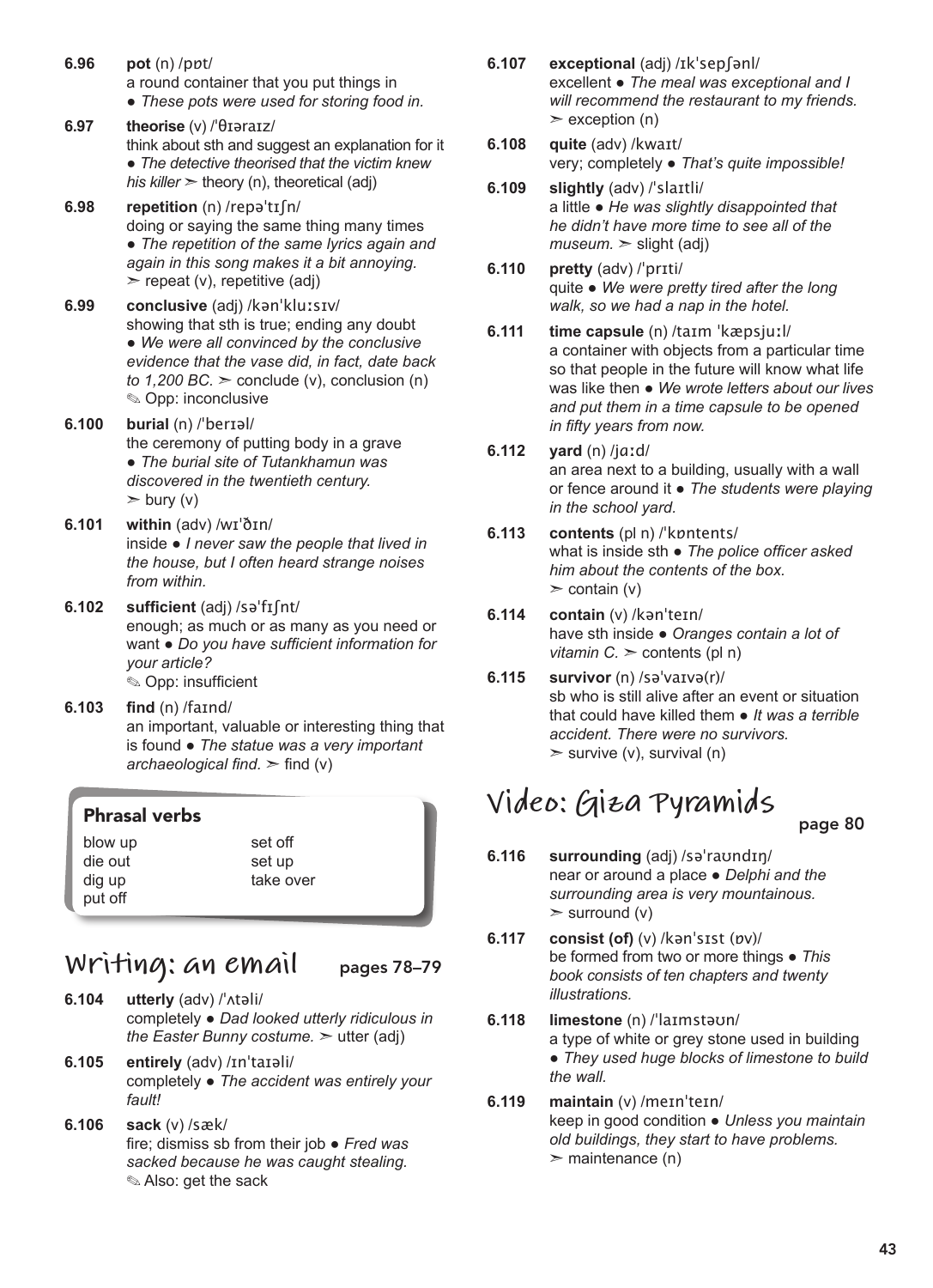**6.96** **pot** (n) /pɒt/
a round container that you put things in
● *These pots were used for storing food in.*

**6.97** **theorise** (v) /ˈθɪəraɪz/
think about sth and suggest an explanation for it
● *The detective theorised that the victim knew his killer* ➣ theory (n), theoretical (adj)

**6.98** **repetition** (n) /repəˈtɪʃn/
doing or saying the same thing many times
● *The repetition of the same lyrics again and again in this song makes it a bit annoying.*
➣ repeat (v), repetitive (adj)

**6.99** **conclusive** (adj) /kənˈkluːsɪv/
showing that sth is true; ending any doubt
● *We were all convinced by the conclusive evidence that the vase did, in fact, date back to 1,200 BC.* ➣ conclude (v), conclusion (n)
✎ Opp: inconclusive

**6.100** **burial** (n) /ˈberɪəl/
the ceremony of putting body in a grave
● *The burial site of Tutankhamun was discovered in the twentieth century.*
➣ bury (v)

**6.101** **within** (adv) /wɪˈðɪn/
inside ● *I never saw the people that lived in the house, but I often heard strange noises from within.*

**6.102** **sufficient** (adj) /səˈfɪʃnt/
enough; as much or as many as you need or want ● *Do you have sufficient information for your article?*
✎ Opp: insufficient

**6.103** **find** (n) /faɪnd/
an important, valuable or interesting thing that is found ● *The statue was a very important archaeological find.* ➣ find (v)

### Phrasal verbs

| | |
|---|---|
| blow up | set off |
| die out | set up |
| dig up | take over |
| put off | |

## Writing: an email pages 78–79

**6.104** **utterly** (adv) /ˈʌtəli/
completely ● *Dad looked utterly ridiculous in the Easter Bunny costume.* ➣ utter (adj)

**6.105** **entirely** (adv) /ɪnˈtaɪəli/
completely ● *The accident was entirely your fault!*

**6.106** **sack** (v) /sæk/
fire; dismiss sb from their job ● *Fred was sacked because he was caught stealing.*
✎ Also: get the sack

**6.107** **exceptional** (adj) /ɪkˈsepʃənl/
excellent ● *The meal was exceptional and I will recommend the restaurant to my friends.*
➣ exception (n)

**6.108** **quite** (adv) /kwaɪt/
very; completely ● *That's quite impossible!*

**6.109** **slightly** (adv) /ˈslaɪtli/
a little ● *He was slightly disappointed that he didn't have more time to see all of the museum.* ➣ slight (adj)

**6.110** **pretty** (adv) /ˈprɪti/
quite ● *We were pretty tired after the long walk, so we had a nap in the hotel.*

**6.111** **time capsule** (n) /taɪm ˈkæpsjuːl/
a container with objects from a particular time so that people in the future will know what life was like then ● *We wrote letters about our lives and put them in a time capsule to be opened in fifty years from now.*

**6.112** **yard** (n) /jɑːd/
an area next to a building, usually with a wall or fence around it ● *The students were playing in the school yard.*

**6.113** **contents** (pl n) /ˈkɒntents/
what is inside sth ● *The police officer asked him about the contents of the box.*
➣ contain (v)

**6.114** **contain** (v) /kənˈteɪn/
have sth inside ● *Oranges contain a lot of vitamin C.* ➣ contents (pl n)

**6.115** **survivor** (n) /səˈvaɪvə(r)/
sb who is still alive after an event or situation that could have killed them ● *It was a terrible accident. There were no survivors.*
➣ survive (v), survival (n)

## Video: Giza Pyramids page 80

**6.116** **surrounding** (adj) /səˈraʊndɪŋ/
near or around a place ● *Delphi and the surrounding area is very mountainous.*
➣ surround (v)

**6.117** **consist (of)** (v) /kənˈsɪst (ɒv)/
be formed from two or more things ● *This book consists of ten chapters and twenty illustrations.*

**6.118** **limestone** (n) /ˈlaɪmstəʊn/
a type of white or grey stone used in building
● *They used huge blocks of limestone to build the wall.*

**6.119** **maintain** (v) /meɪnˈteɪn/
keep in good condition ● *Unless you maintain old buildings, they start to have problems.*
➣ maintenance (n)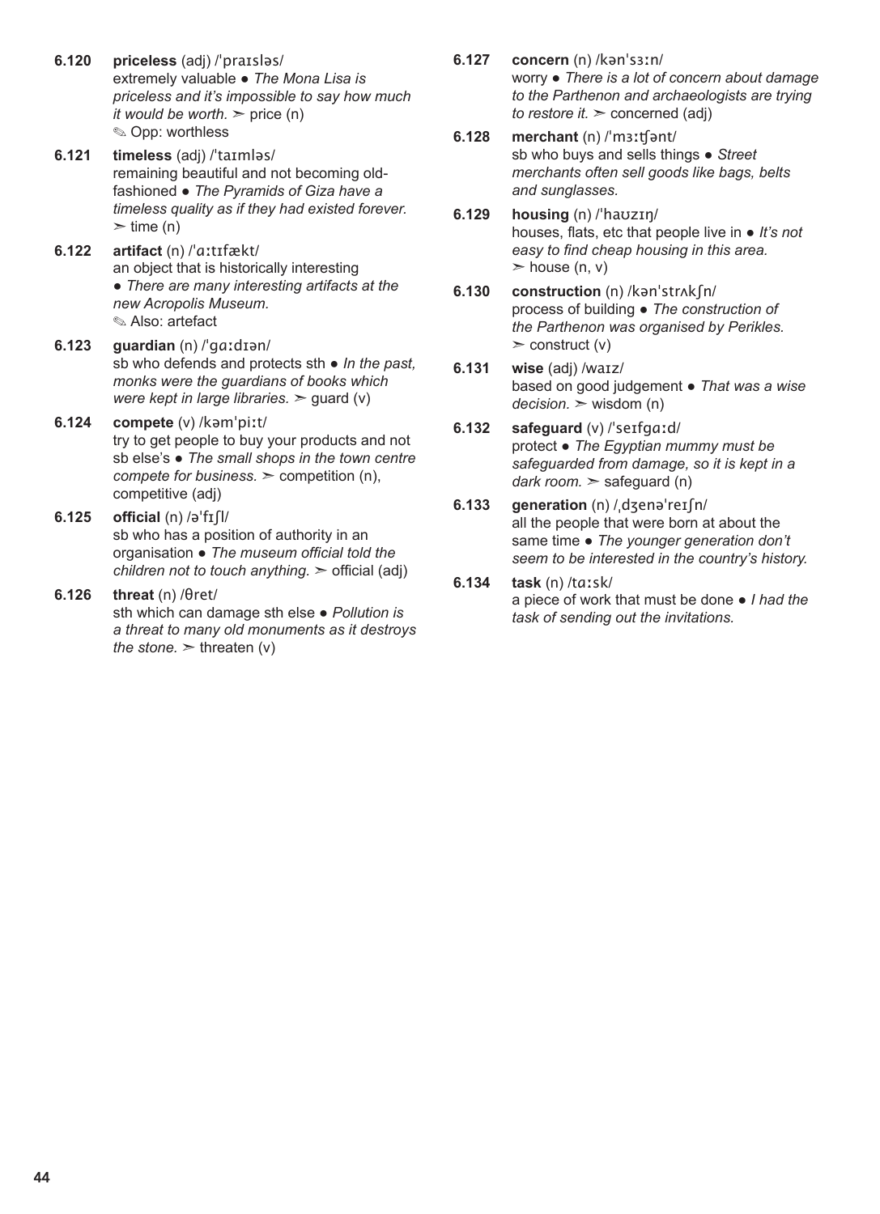**6.120** **priceless** (adj) /ˈpraɪsləs/
extremely valuable ● *The Mona Lisa is priceless and it's impossible to say how much it would be worth.* ➢ price (n)
✎ Opp: worthless

**6.121** **timeless** (adj) /ˈtaɪmləs/
remaining beautiful and not becoming old-fashioned ● *The Pyramids of Giza have a timeless quality as if they had existed forever.* ➢ time (n)

**6.122** **artifact** (n) /ˈɑːtɪfækt/
an object that is historically interesting ● *There are many interesting artifacts at the new Acropolis Museum.*
✎ Also: artefact

**6.123** **guardian** (n) /ˈɡɑːdɪən/
sb who defends and protects sth ● *In the past, monks were the guardians of books which were kept in large libraries.* ➢ guard (v)

**6.124** **compete** (v) /kəmˈpiːt/
try to get people to buy your products and not sb else's ● *The small shops in the town centre compete for business.* ➢ competition (n), competitive (adj)

**6.125** **official** (n) /əˈfɪʃl/
sb who has a position of authority in an organisation ● *The museum official told the children not to touch anything.* ➢ official (adj)

**6.126** **threat** (n) /θret/
sth which can damage sth else ● *Pollution is a threat to many old monuments as it destroys the stone.* ➢ threaten (v)

**6.127** **concern** (n) /kənˈsɜːn/
worry ● *There is a lot of concern about damage to the Parthenon and archaeologists are trying to restore it.* ➢ concerned (adj)

**6.128** **merchant** (n) /ˈmɜːʧənt/
sb who buys and sells things ● *Street merchants often sell goods like bags, belts and sunglasses.*

**6.129** **housing** (n) /ˈhaʊzɪŋ/
houses, flats, etc that people live in ● *It's not easy to find cheap housing in this area.* ➢ house (n, v)

**6.130** **construction** (n) /kənˈstrʌkʃn/
process of building ● *The construction of the Parthenon was organised by Perikles.* ➢ construct (v)

**6.131** **wise** (adj) /waɪz/
based on good judgement ● *That was a wise decision.* ➢ wisdom (n)

**6.132** **safeguard** (v) /ˈseɪfɡɑːd/
protect ● *The Egyptian mummy must be safeguarded from damage, so it is kept in a dark room.* ➢ safeguard (n)

**6.133** **generation** (n) /ˌdʒenəˈreɪʃn/
all the people that were born at about the same time ● *The younger generation don't seem to be interested in the country's history.*

**6.134** **task** (n) /tɑːsk/
a piece of work that must be done ● *I had the task of sending out the invitations.*